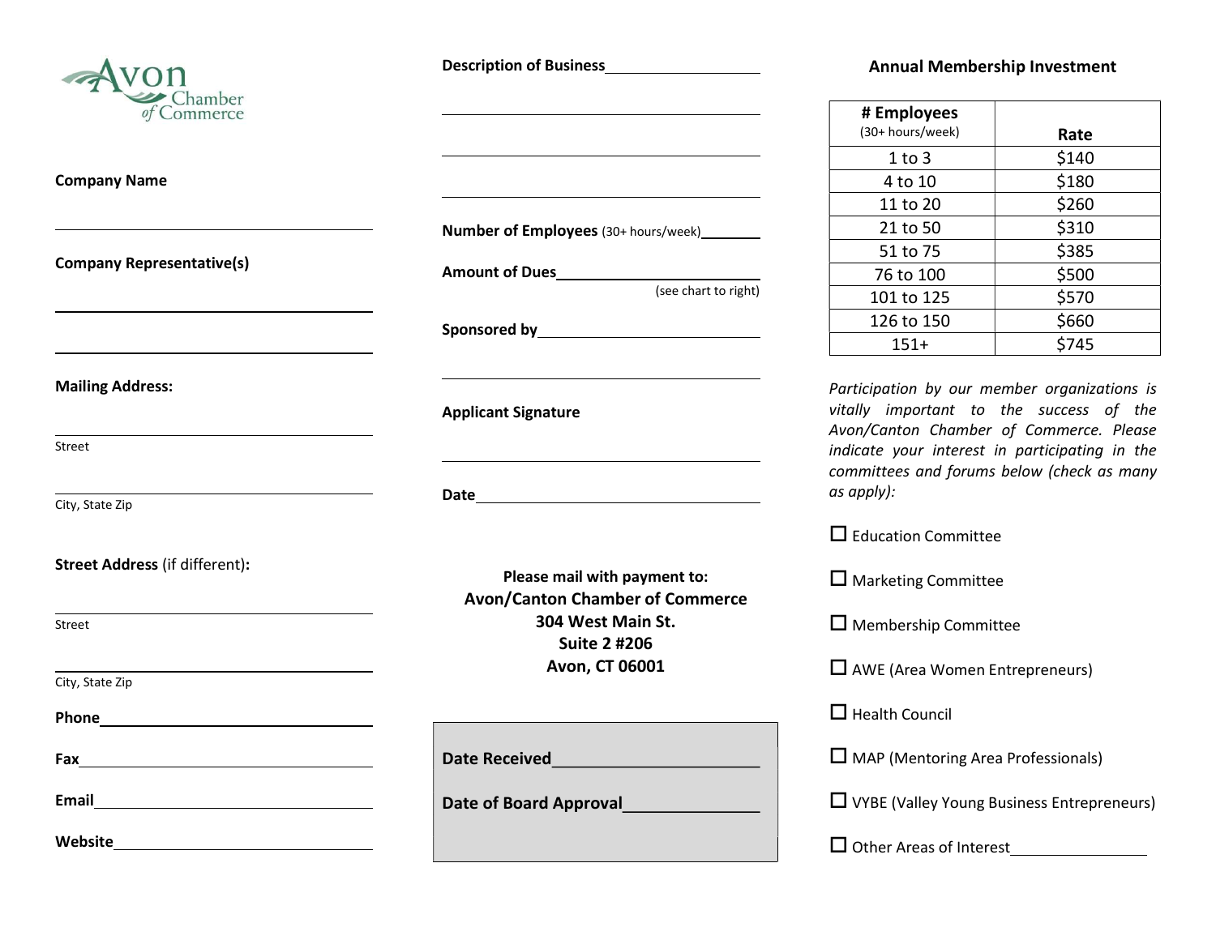Avon Chamber of Commerce

**Company Name**

\_\_\_\_\_\_\_\_\_\_\_\_\_\_\_\_\_\_\_\_\_\_\_\_\_\_\_\_\_\_

**Company Representative(s)**

\_\_\_\_\_\_\_\_\_\_\_\_\_\_\_\_\_\_\_\_\_\_\_\_\_\_\_\_\_\_

\_\_\_\_\_\_\_\_\_\_\_\_\_\_\_\_\_\_\_\_\_\_\_\_\_\_\_\_\_\_

**Mailing Address:**

\_\_\_\_\_\_\_\_\_\_\_\_\_\_\_\_\_\_\_\_\_\_\_\_\_\_\_\_\_\_
Street

\_\_\_\_\_\_\_\_\_\_\_\_\_\_\_\_\_\_\_\_\_\_\_\_\_\_\_\_\_\_
City, State Zip

**Street Address** (if different)**:**

\_\_\_\_\_\_\_\_\_\_\_\_\_\_\_\_\_\_\_\_\_\_\_\_\_\_\_\_\_\_
Street

\_\_\_\_\_\_\_\_\_\_\_\_\_\_\_\_\_\_\_\_\_\_\_\_\_\_\_\_\_\_
City, State Zip

**Phone**\_\_\_\_\_\_\_\_\_\_\_\_\_\_\_\_\_\_\_\_\_\_\_\_\_\_

**Fax**\_\_\_\_\_\_\_\_\_\_\_\_\_\_\_\_\_\_\_\_\_\_\_\_\_\_\_\_

**Email**\_\_\_\_\_\_\_\_\_\_\_\_\_\_\_\_\_\_\_\_\_\_\_\_\_\_

**Website**\_\_\_\_\_\_\_\_\_\_\_\_\_\_\_\_\_\_\_\_\_\_\_\_

**Description of Business**\_\_\_\_\_\_\_\_\_\_\_\_\_\_\_\_\_\_\_\_

\_\_\_\_\_\_\_\_\_\_\_\_\_\_\_\_\_\_\_\_\_\_\_\_\_\_\_\_\_\_

\_\_\_\_\_\_\_\_\_\_\_\_\_\_\_\_\_\_\_\_\_\_\_\_\_\_\_\_\_\_

\_\_\_\_\_\_\_\_\_\_\_\_\_\_\_\_\_\_\_\_\_\_\_\_\_\_\_\_\_\_

**Number of Employees** (30+ hours/week)\_\_\_\_\_\_\_\_

**Amount of Dues**\_\_\_\_\_\_\_\_\_\_\_\_\_\_\_\_\_\_\_\_\_\_\_\_
(see chart to right)

**Sponsored by**\_\_\_\_\_\_\_\_\_\_\_\_\_\_\_\_\_\_\_\_\_\_\_\_

\_\_\_\_\_\_\_\_\_\_\_\_\_\_\_\_\_\_\_\_\_\_\_\_\_\_\_\_\_\_

**Applicant Signature**

\_\_\_\_\_\_\_\_\_\_\_\_\_\_\_\_\_\_\_\_\_\_\_\_\_\_\_\_\_\_

**Date**\_\_\_\_\_\_\_\_\_\_\_\_\_\_\_\_\_\_\_\_\_\_\_\_\_\_\_\_

**Please mail with payment to:**
**Avon/Canton Chamber of Commerce**
**304 West Main St.**
**Suite 2 #206**
**Avon, CT 06001**

**Date Received**\_\_\_\_\_\_\_\_\_\_\_\_\_\_\_\_\_\_\_\_\_\_\_\_

**Date of Board Approval**\_\_\_\_\_\_\_\_\_\_\_\_\_\_\_\_

## Annual Membership Investment

| # Employees (30+ hours/week) | Rate |
|---|---|
| 1 to 3 | $140 |
| 4 to 10 | $180 |
| 11 to 20 | $260 |
| 21 to 50 | $310 |
| 51 to 75 | $385 |
| 76 to 100 | $500 |
| 101 to 125 | $570 |
| 126 to 150 | $660 |
| 151+ | $745 |

*Participation by our member organizations is vitally important to the success of the Avon/Canton Chamber of Commerce. Please indicate your interest in participating in the committees and forums below (check as many as apply):*

- ☐ Education Committee
- ☐ Marketing Committee
- ☐ Membership Committee
- ☐ AWE (Area Women Entrepreneurs)
- ☐ Health Council
- ☐ MAP (Mentoring Area Professionals)
- ☐ VYBE (Valley Young Business Entrepreneurs)
- ☐ Other Areas of Interest\_\_\_\_\_\_\_\_\_\_\_\_\_\_\_\_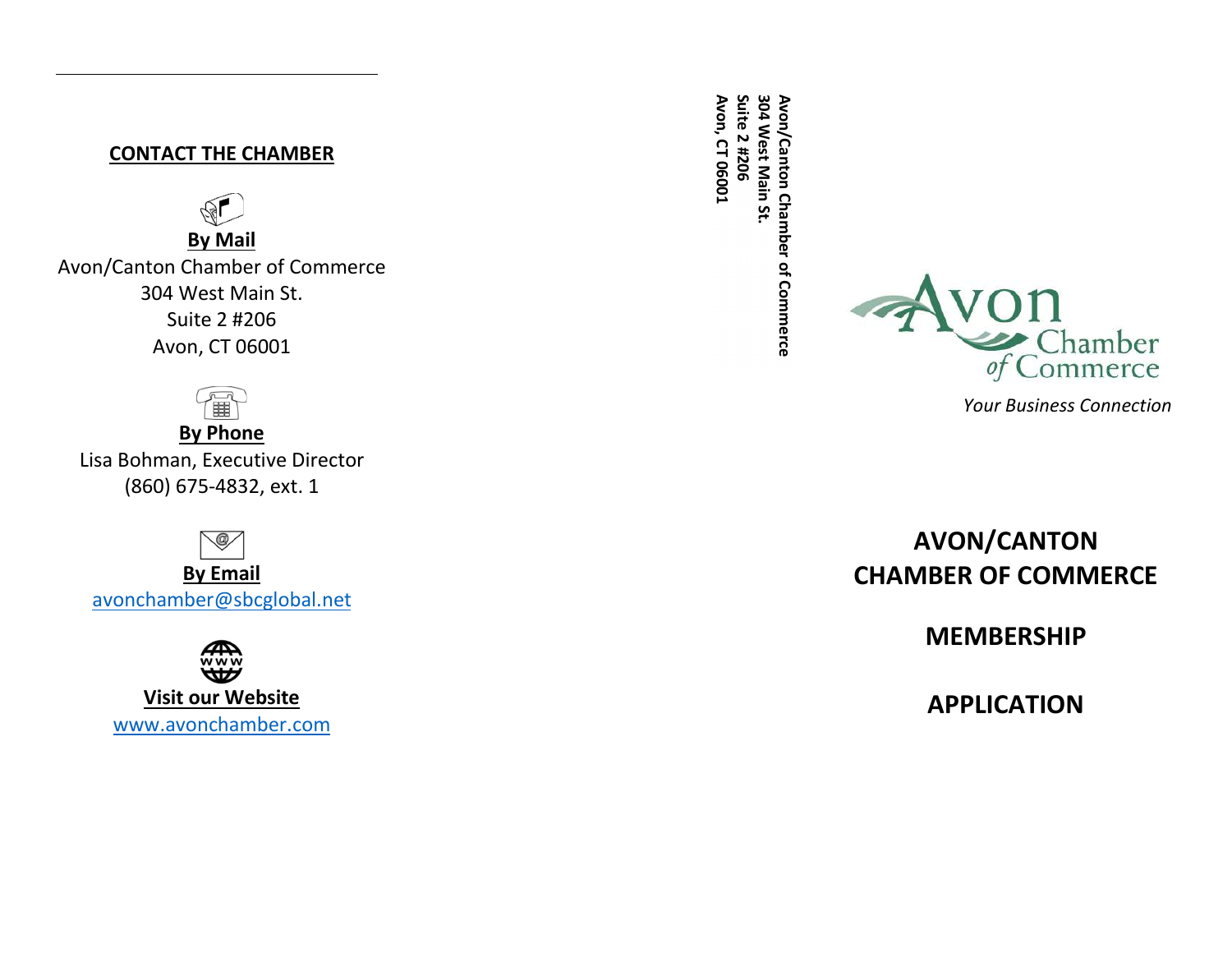## CONTACT THE CHAMBER

**By Mail**

Avon/Canton Chamber of Commerce
304 West Main St.
Suite 2 #206
Avon, CT 06001

**By Phone**

Lisa Bohman, Executive Director
(860) 675-4832, ext. 1

**By Email**

avonchamber@sbcglobal.net

**Visit our Website**

www.avonchamber.com

**Avon/Canton Chamber of Commerce**
**304 West Main St.**
**Suite 2 #206**
**Avon, CT 06001**

Avon Chamber of Commerce

*Your Business Connection*

# AVON/CANTON CHAMBER OF COMMERCE

# MEMBERSHIP

# APPLICATION